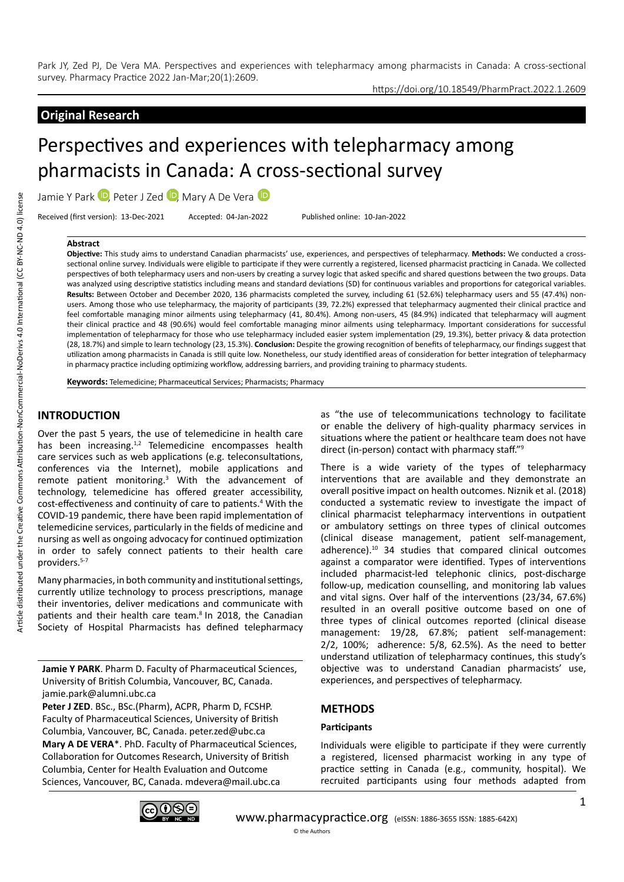Park JY, Zed PJ, De Vera MA. Perspectives and experiences with telepharmacy among pharmacists in Canada: A cross-sectional survey. Pharmacy Practice 2022 Jan-Mar;20(1):2609.

https://doi.org/10.18549/PharmPract.2022.1.2609

**Original Research**

# Perspectives and experiences with telepharmacy among pharmacists in Canada: A cross-sectional survey

Jamie Y Park, Peter J Zed, Mary A De Vera

Received (first version): 13-Dec-2021 Accepted: 04-Jan-2022 Published online: 10-Jan-2022

### Abstract

**Objective:** This study aims to understand Canadian pharmacists' use, experiences, and perspectives of telepharmacy. **Methods:** We conducted a cross-sectional online survey. Individuals were eligible to participate if they were currently a registered, licensed pharmacist practicing in Canada. We collected perspectives of both telepharmacy users and non-users by creating a survey logic that asked specific and shared questions between the two groups. Data was analyzed using descriptive statistics including means and standard deviations (SD) for continuous variables and proportions for categorical variables. **Results:** Between October and December 2020, 136 pharmacists completed the survey, including 61 (52.6%) telepharmacy users and 55 (47.4%) non-users. Among those who use telepharmacy, the majority of participants (39, 72.2%) expressed that telepharmacy augmented their clinical practice and feel comfortable managing minor ailments using telepharmacy (41, 80.4%). Among non-users, 45 (84.9%) indicated that telepharmacy will augment their clinical practice and 48 (90.6%) would feel comfortable managing minor ailments using telepharmacy. Important considerations for successful implementation of telepharmacy for those who use telepharmacy included easier system implementation (29, 19.3%), better privacy & data protection (28, 18.7%) and simple to learn technology (23, 15.3%). **Conclusion:** Despite the growing recognition of benefits of telepharmacy, our findings suggest that utilization among pharmacists in Canada is still quite low. Nonetheless, our study identified areas of consideration for better integration of telepharmacy in pharmacy practice including optimizing workflow, addressing barriers, and providing training to pharmacy students.

**Keywords:** Telemedicine; Pharmaceutical Services; Pharmacists; Pharmacy

## INTRODUCTION

Over the past 5 years, the use of telemedicine in health care has been increasing.[1,2] Telemedicine encompasses health care services such as web applications (e.g. teleconsultations, conferences via the Internet), mobile applications and remote patient monitoring.[3] With the advancement of technology, telemedicine has offered greater accessibility, cost-effectiveness and continuity of care to patients.[4] With the COVID-19 pandemic, there have been rapid implementation of telemedicine services, particularly in the fields of medicine and nursing as well as ongoing advocacy for continued optimization in order to safely connect patients to their health care providers.[5-7]

Many pharmacies, in both community and institutional settings, currently utilize technology to process prescriptions, manage their inventories, deliver medications and communicate with patients and their health care team.[8] In 2018, the Canadian Society of Hospital Pharmacists has defined telepharmacy as "the use of telecommunications technology to facilitate or enable the delivery of high-quality pharmacy services in situations where the patient or healthcare team does not have direct (in-person) contact with pharmacy staff."[9]

There is a wide variety of the types of telepharmacy interventions that are available and they demonstrate an overall positive impact on health outcomes. Niznik et al. (2018) conducted a systematic review to investigate the impact of clinical pharmacist telepharmacy interventions in outpatient or ambulatory settings on three types of clinical outcomes (clinical disease management, patient self-management, adherence).[10] 34 studies that compared clinical outcomes against a comparator were identified. Types of interventions included pharmacist-led telephonic clinics, post-discharge follow-up, medication counselling, and monitoring lab values and vital signs. Over half of the interventions (23/34, 67.6%) resulted in an overall positive outcome based on one of three types of clinical outcomes reported (clinical disease management: 19/28, 67.8%; patient self-management: 2/2, 100%; adherence: 5/8, 62.5%). As the need to better understand utilization of telepharmacy continues, this study's objective was to understand Canadian pharmacists' use, experiences, and perspectives of telepharmacy.

## METHODS

### Participants

Individuals were eligible to participate if they were currently a registered, licensed pharmacist working in any type of practice setting in Canada (e.g., community, hospital). We recruited participants using four methods adapted from

---

**Jamie Y PARK**. Pharm D. Faculty of Pharmaceutical Sciences, University of British Columbia, Vancouver, BC, Canada. jamie.park@alumni.ubc.ca

**Peter J ZED**. BSc., BSc.(Pharm), ACPR, Pharm D, FCSHP. Faculty of Pharmaceutical Sciences, University of British Columbia, Vancouver, BC, Canada. peter.zed@ubc.ca

**Mary A DE VERA***. PhD. Faculty of Pharmaceutical Sciences, Collaboration for Outcomes Research, University of British Columbia, Center for Health Evaluation and Outcome Sciences, Vancouver, BC, Canada. mdevera@mail.ubc.ca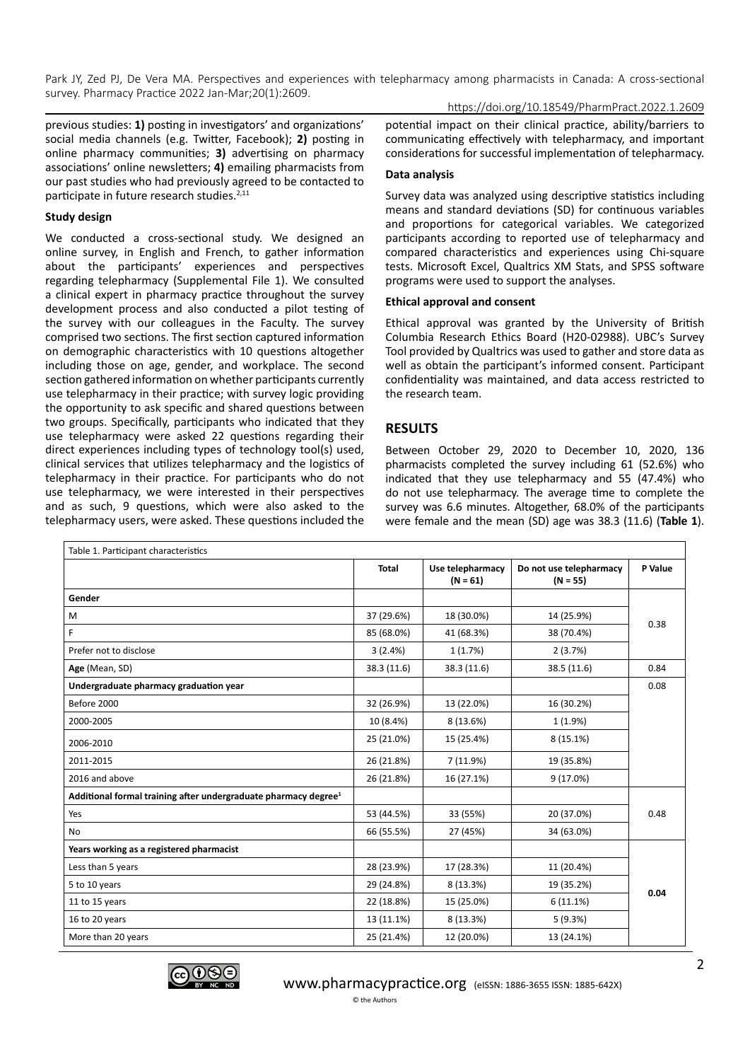previous studies: **1)** posting in investigators' and organizations' social media channels (e.g. Twitter, Facebook); **2)** posting in online pharmacy communities; **3)** advertising on pharmacy associations' online newsletters; **4)** emailing pharmacists from our past studies who had previously agreed to be contacted to participate in future research studies.[2,11]

### Study design

We conducted a cross-sectional study. We designed an online survey, in English and French, to gather information about the participants' experiences and perspectives regarding telepharmacy (Supplemental File 1). We consulted a clinical expert in pharmacy practice throughout the survey development process and also conducted a pilot testing of the survey with our colleagues in the Faculty. The survey comprised two sections. The first section captured information on demographic characteristics with 10 questions altogether including those on age, gender, and workplace. The second section gathered information on whether participants currently use telepharmacy in their practice; with survey logic providing the opportunity to ask specific and shared questions between two groups. Specifically, participants who indicated that they use telepharmacy were asked 22 questions regarding their direct experiences including types of technology tool(s) used, clinical services that utilizes telepharmacy and the logistics of telepharmacy in their practice. For participants who do not use telepharmacy, we were interested in their perspectives and as such, 9 questions, which were also asked to the telepharmacy users, were asked. These questions included the potential impact on their clinical practice, ability/barriers to communicating effectively with telepharmacy, and important considerations for successful implementation of telepharmacy.

### Data analysis

Survey data was analyzed using descriptive statistics including means and standard deviations (SD) for continuous variables and proportions for categorical variables. We categorized participants according to reported use of telepharmacy and compared characteristics and experiences using Chi-square tests. Microsoft Excel, Qualtrics XM Stats, and SPSS software programs were used to support the analyses.

### Ethical approval and consent

Ethical approval was granted by the University of British Columbia Research Ethics Board (H20-02988). UBC's Survey Tool provided by Qualtrics was used to gather and store data as well as obtain the participant's informed consent. Participant confidentiality was maintained, and data access restricted to the research team.

## RESULTS

Between October 29, 2020 to December 10, 2020, 136 pharmacists completed the survey including 61 (52.6%) who indicated that they use telepharmacy and 55 (47.4%) who do not use telepharmacy. The average time to complete the survey was 6.6 minutes. Altogether, 68.0% of the participants were female and the mean (SD) age was 38.3 (11.6) (**Table 1**).

Table 1. Participant characteristics

| | Total | Use telepharmacy (N = 61) | Do not use telepharmacy (N = 55) | P Value |
|---|---|---|---|---|
| **Gender** | | | | |
| M | 37 (29.6%) | 18 (30.0%) | 14 (25.9%) | 0.38 |
| F | 85 (68.0%) | 41 (68.3%) | 38 (70.4%) | |
| Prefer not to disclose | 3 (2.4%) | 1 (1.7%) | 2 (3.7%) | |
| **Age** (Mean, SD) | 38.3 (11.6) | 38.3 (11.6) | 38.5 (11.6) | 0.84 |
| **Undergraduate pharmacy graduation year** | | | | 0.08 |
| Before 2000 | 32 (26.9%) | 13 (22.0%) | 16 (30.2%) | |
| 2000-2005 | 10 (8.4%) | 8 (13.6%) | 1 (1.9%) | |
| 2006-2010 | 25 (21.0%) | 15 (25.4%) | 8 (15.1%) | |
| 2011-2015 | 26 (21.8%) | 7 (11.9%) | 19 (35.8%) | |
| 2016 and above | 26 (21.8%) | 16 (27.1%) | 9 (17.0%) | |
| **Additional formal training after undergraduate pharmacy degree**[1] | | | | |
| Yes | 53 (44.5%) | 33 (55%) | 20 (37.0%) | 0.48 |
| No | 66 (55.5%) | 27 (45%) | 34 (63.0%) | |
| **Years working as a registered pharmacist** | | | | |
| Less than 5 years | 28 (23.9%) | 17 (28.3%) | 11 (20.4%) | **0.04** |
| 5 to 10 years | 29 (24.8%) | 8 (13.3%) | 19 (35.2%) | |
| 11 to 15 years | 22 (18.8%) | 15 (25.0%) | 6 (11.1%) | |
| 16 to 20 years | 13 (11.1%) | 8 (13.3%) | 5 (9.3%) | |
| More than 20 years | 25 (21.4%) | 12 (20.0%) | 13 (24.1%) | |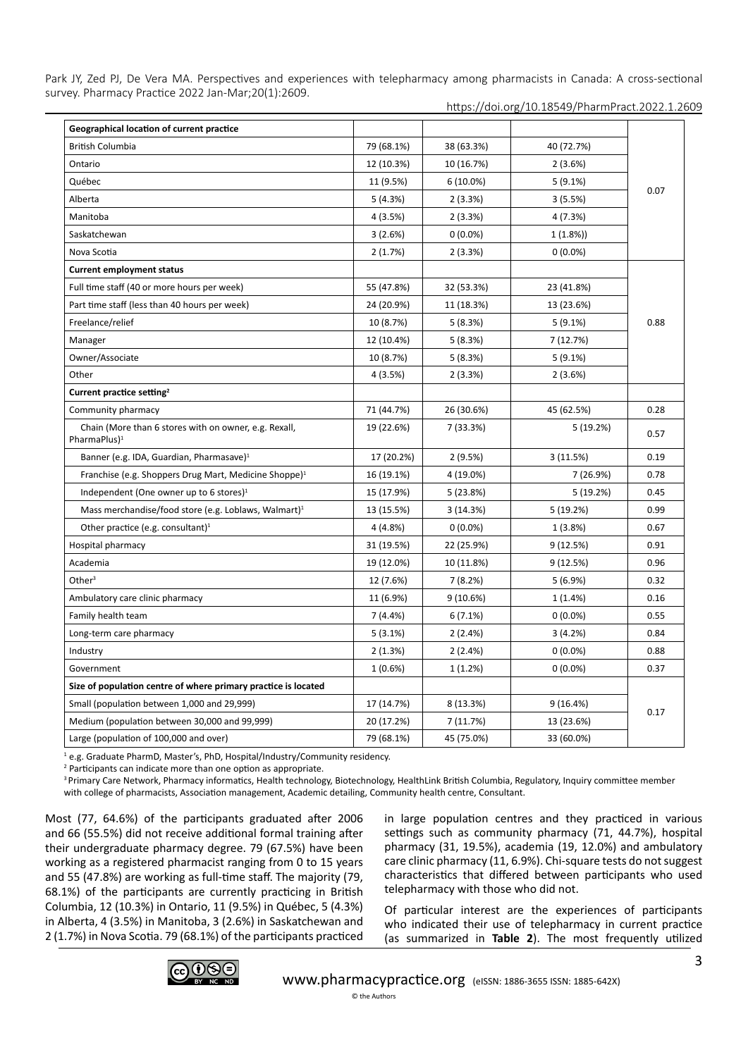| Geographical location of current practice | | | | |
|---|---|---|---|---|
| British Columbia | 79 (68.1%) | 38 (63.3%) | 40 (72.7%) | 0.07 |
| Ontario | 12 (10.3%) | 10 (16.7%) | 2 (3.6%) | |
| Québec | 11 (9.5%) | 6 (10.0%) | 5 (9.1%) | |
| Alberta | 5 (4.3%) | 2 (3.3%) | 3 (5.5%) | |
| Manitoba | 4 (3.5%) | 2 (3.3%) | 4 (7.3%) | |
| Saskatchewan | 3 (2.6%) | 0 (0.0%) | 1 (1.8%)) | |
| Nova Scotia | 2 (1.7%) | 2 (3.3%) | 0 (0.0%) | |
| **Current employment status** | | | | |
| Full time staff (40 or more hours per week) | 55 (47.8%) | 32 (53.3%) | 23 (41.8%) | 0.88 |
| Part time staff (less than 40 hours per week) | 24 (20.9%) | 11 (18.3%) | 13 (23.6%) | |
| Freelance/relief | 10 (8.7%) | 5 (8.3%) | 5 (9.1%) | |
| Manager | 12 (10.4%) | 5 (8.3%) | 7 (12.7%) | |
| Owner/Associate | 10 (8.7%) | 5 (8.3%) | 5 (9.1%) | |
| Other | 4 (3.5%) | 2 (3.3%) | 2 (3.6%) | |
| **Current practice setting[2]** | | | | |
| Community pharmacy | 71 (44.7%) | 26 (30.6%) | 45 (62.5%) | 0.28 |
| Chain (More than 6 stores with one owner, e.g. Rexall, PharmaPlus)[1] | 19 (22.6%) | 7 (33.3%) | 5 (19.2%) | 0.57 |
| Banner (e.g. IDA, Guardian, Pharmasave)[1] | 17 (20.2%) | 2 (9.5%) | 3 (11.5%) | 0.19 |
| Franchise (e.g. Shoppers Drug Mart, Medicine Shoppe)[1] | 16 (19.1%) | 4 (19.0%) | 7 (26.9%) | 0.78 |
| Independent (One owner up to 6 stores)[1] | 15 (17.9%) | 5 (23.8%) | 5 (19.2%) | 0.45 |
| Mass merchandise/food store (e.g. Loblaws, Walmart)[1] | 13 (15.5%) | 3 (14.3%) | 5 (19.2%) | 0.99 |
| Other practice (e.g. consultant)[1] | 4 (4.8%) | 0 (0.0%) | 1 (3.8%) | 0.67 |
| Hospital pharmacy | 31 (19.5%) | 22 (25.9%) | 9 (12.5%) | 0.91 |
| Academia | 19 (12.0%) | 10 (11.8%) | 9 (12.5%) | 0.96 |
| Other[3] | 12 (7.6%) | 7 (8.2%) | 5 (6.9%) | 0.32 |
| Ambulatory care clinic pharmacy | 11 (6.9%) | 9 (10.6%) | 1 (1.4%) | 0.16 |
| Family health team | 7 (4.4%) | 6 (7.1%) | 0 (0.0%) | 0.55 |
| Long-term care pharmacy | 5 (3.1%) | 2 (2.4%) | 3 (4.2%) | 0.84 |
| Industry | 2 (1.3%) | 2 (2.4%) | 0 (0.0%) | 0.88 |
| Government | 1 (0.6%) | 1 (1.2%) | 0 (0.0%) | 0.37 |
| **Size of population centre of where primary practice is located** | | | | |
| Small (population between 1,000 and 29,999) | 17 (14.7%) | 8 (13.3%) | 9 (16.4%) | 0.17 |
| Medium (population between 30,000 and 99,999) | 20 (17.2%) | 7 (11.7%) | 13 (23.6%) | |
| Large (population of 100,000 and over) | 79 (68.1%) | 45 (75.0%) | 33 (60.0%) | |

[1] e.g. Graduate PharmD, Master's, PhD, Hospital/Industry/Community residency.

[2] Participants can indicate more than one option as appropriate.

[3] Primary Care Network, Pharmacy informatics, Health technology, Biotechnology, HealthLink British Columbia, Regulatory, Inquiry committee member with college of pharmacists, Association management, Academic detailing, Community health centre, Consultant.

Most (77, 64.6%) of the participants graduated after 2006 and 66 (55.5%) did not receive additional formal training after their undergraduate pharmacy degree. 79 (67.5%) have been working as a registered pharmacist ranging from 0 to 15 years and 55 (47.8%) are working as full-time staff. The majority (79, 68.1%) of the participants are currently practicing in British Columbia, 12 (10.3%) in Ontario, 11 (9.5%) in Québec, 5 (4.3%) in Alberta, 4 (3.5%) in Manitoba, 3 (2.6%) in Saskatchewan and 2 (1.7%) in Nova Scotia. 79 (68.1%) of the participants practiced in large population centres and they practiced in various settings such as community pharmacy (71, 44.7%), hospital pharmacy (31, 19.5%), academia (19, 12.0%) and ambulatory care clinic pharmacy (11, 6.9%). Chi-square tests do not suggest characteristics that differed between participants who used telepharmacy with those who did not.

Of particular interest are the experiences of participants who indicated their use of telepharmacy in current practice (as summarized in **Table 2**). The most frequently utilized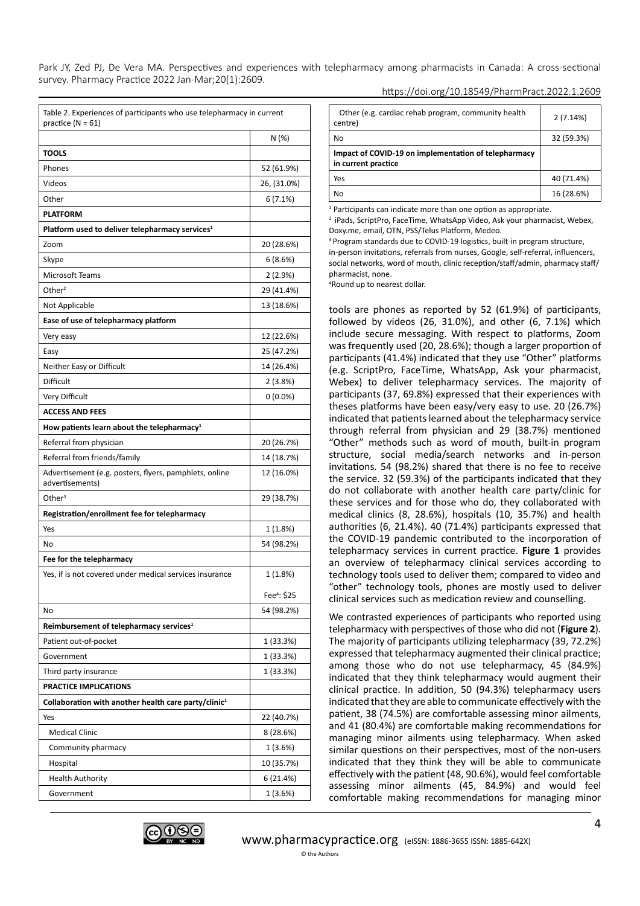Table 2. Experiences of participants who use telepharmacy in current practice (N = 61)

| | N (%) |
|---|---|
| **TOOLS** | |
| Phones | 52 (61.9%) |
| Videos | 26, (31.0%) |
| Other | 6 (7.1%) |
| **PLATFORM** | |
| **Platform used to deliver telepharmacy services[1]** | |
| Zoom | 20 (28.6%) |
| Skype | 6 (8.6%) |
| Microsoft Teams | 2 (2.9%) |
| Other[2] | 29 (41.4%) |
| Not Applicable | 13 (18.6%) |
| **Ease of use of telepharmacy platform** | |
| Very easy | 12 (22.6%) |
| Easy | 25 (47.2%) |
| Neither Easy or Difficult | 14 (26.4%) |
| Difficult | 2 (3.8%) |
| Very Difficult | 0 (0.0%) |
| **ACCESS AND FEES** | |
| **How patients learn about the telepharmacy[1]** | |
| Referral from physician | 20 (26.7%) |
| Referral from friends/family | 14 (18.7%) |
| Advertisement (e.g. posters, flyers, pamphlets, online advertisements) | 12 (16.0%) |
| Other[3] | 29 (38.7%) |
| **Registration/enrollment fee for telepharmacy** | |
| Yes | 1 (1.8%) |
| No | 54 (98.2%) |
| **Fee for the telepharmacy** | |
| Yes, if is not covered under medical services insurance | 1 (1.8%) Fee[4]: $25 |
| No | 54 (98.2%) |
| **Reimbursement of telepharmacy services[1]** | |
| Patient out-of-pocket | 1 (33.3%) |
| Government | 1 (33.3%) |
| Third party insurance | 1 (33.3%) |
| **PRACTICE IMPLICATIONS** | |
| **Collaboration with another health care party/clinic[1]** | |
| Yes | 22 (40.7%) |
| Medical Clinic | 8 (28.6%) |
| Community pharmacy | 1 (3.6%) |
| Hospital | 10 (35.7%) |
| Health Authority | 6 (21.4%) |
| Government | 1 (3.6%) |
| Other (e.g. cardiac rehab program, community health centre) | 2 (7.14%) |
| No | 32 (59.3%) |
| **Impact of COVID-19 on implementation of telepharmacy in current practice** | |
| Yes | 40 (71.4%) |
| No | 16 (28.6%) |

[1] Participants can indicate more than one option as appropriate.
[2] iPads, ScriptPro, FaceTime, WhatsApp Video, Ask your pharmacist, Webex, Doxy.me, email, OTN, PSS/Telus Platform, Medeo.
[3] Program standards due to COVID-19 logistics, built-in program structure, in-person invitations, referrals from nurses, Google, self-referral, influencers, social networks, word of mouth, clinic reception/staff/admin, pharmacy staff/pharmacist, none.
[4] Round up to nearest dollar.

tools are phones as reported by 52 (61.9%) of participants, followed by videos (26, 31.0%), and other (6, 7.1%) which include secure messaging. With respect to platforms, Zoom was frequently used (20, 28.6%); though a larger proportion of participants (41.4%) indicated that they use "Other" platforms (e.g. ScriptPro, FaceTime, WhatsApp, Ask your pharmacist, Webex) to deliver telepharmacy services. The majority of participants (37, 69.8%) expressed that their experiences with theses platforms have been easy/very easy to use. 20 (26.7%) indicated that patients learned about the telepharmacy service through referral from physician and 29 (38.7%) mentioned "Other" methods such as word of mouth, built-in program structure, social media/search networks and in-person invitations. 54 (98.2%) shared that there is no fee to receive the service. 32 (59.3%) of the participants indicated that they do not collaborate with another health care party/clinic for these services and for those who do, they collaborated with medical clinics (8, 28.6%), hospitals (10, 35.7%) and health authorities (6, 21.4%). 40 (71.4%) participants expressed that the COVID-19 pandemic contributed to the incorporation of telepharmacy services in current practice. **Figure 1** provides an overview of telepharmacy clinical services according to technology tools used to deliver them; compared to video and "other" technology tools, phones are mostly used to deliver clinical services such as medication review and counselling.

We contrasted experiences of participants who reported using telepharmacy with perspectives of those who did not (**Figure 2**). The majority of participants utilizing telepharmacy (39, 72.2%) expressed that telepharmacy augmented their clinical practice; among those who do not use telepharmacy, 45 (84.9%) indicated that they think telepharmacy would augment their clinical practice. In addition, 50 (94.3%) telepharmacy users indicated that they are able to communicate effectively with the patient, 38 (74.5%) are comfortable assessing minor ailments, and 41 (80.4%) are comfortable making recommendations for managing minor ailments using telepharmacy. When asked similar questions on their perspectives, most of the non-users indicated that they think they will be able to communicate effectively with the patient (48, 90.6%), would feel comfortable assessing minor ailments (45, 84.9%) and would feel comfortable making recommendations for managing minor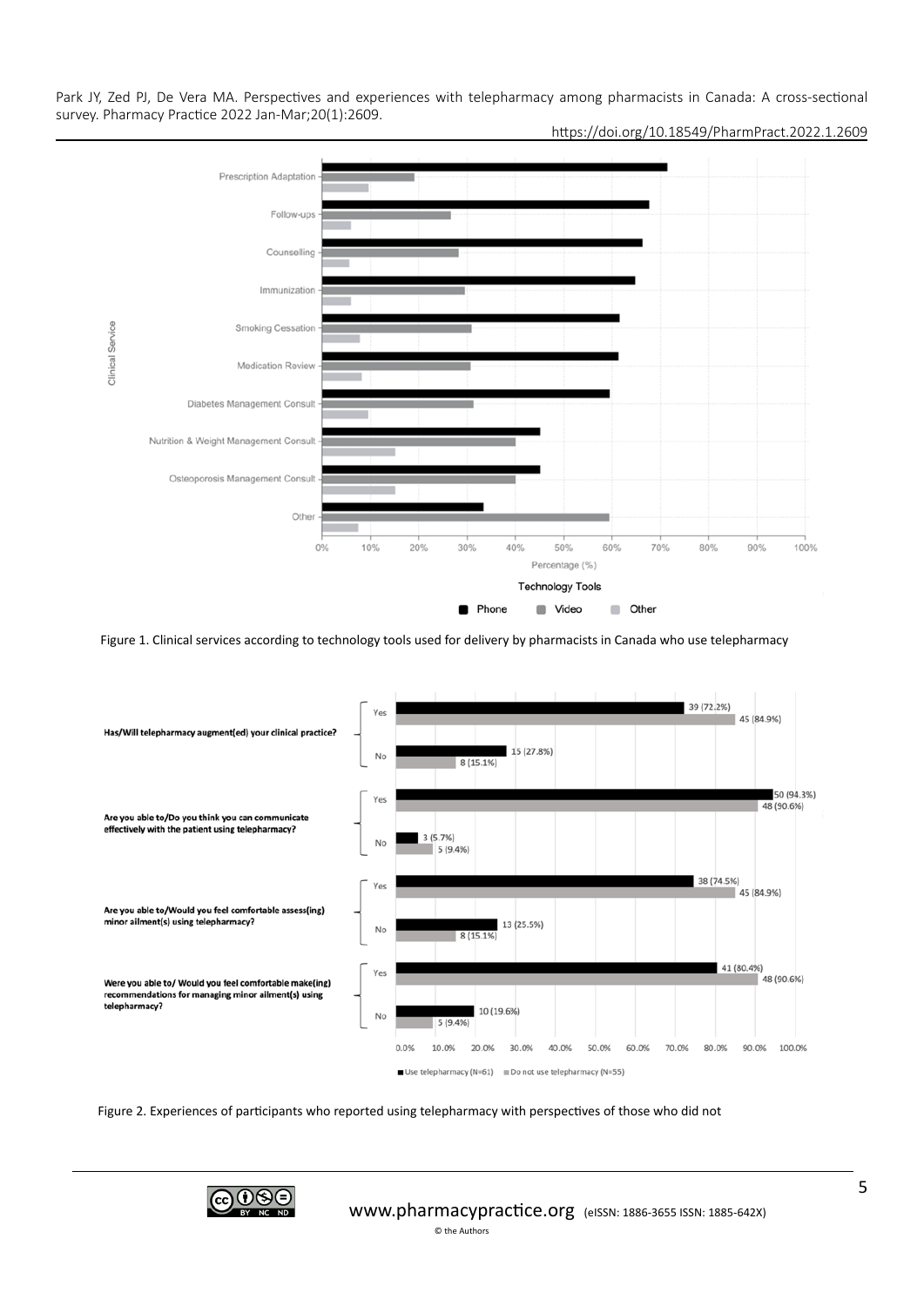Figure 1. Clinical services according to technology tools used for delivery by pharmacists in Canada who use telepharmacy

Figure 2. Experiences of participants who reported using telepharmacy with perspectives of those who did not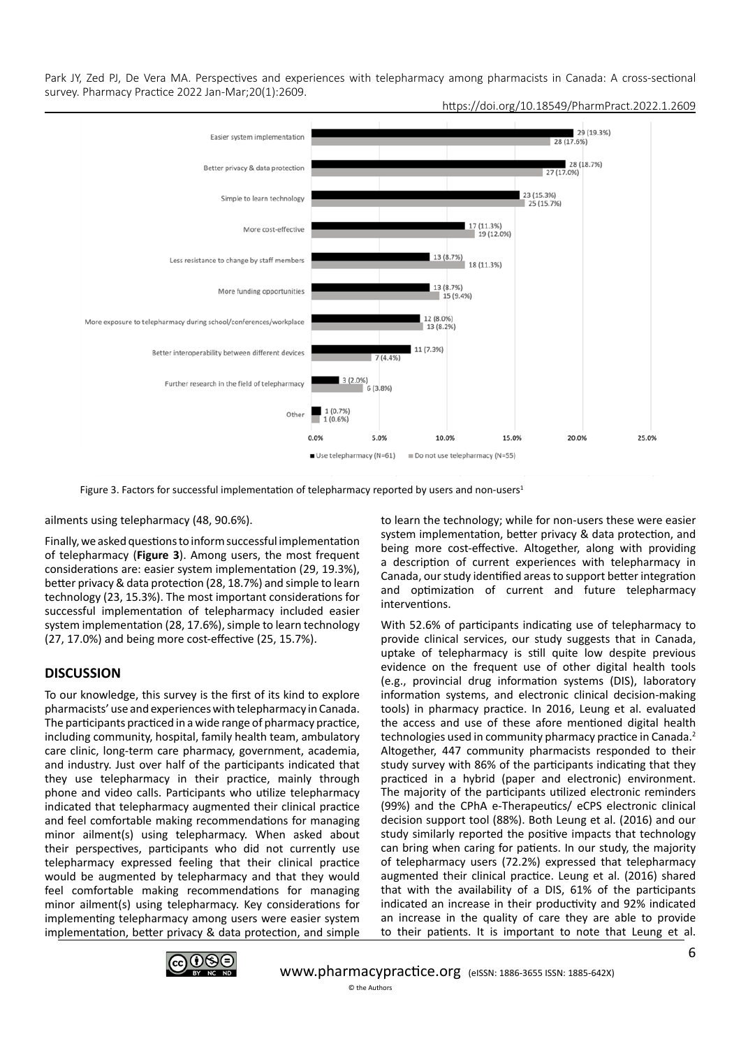Figure 3. Factors for successful implementation of telepharmacy reported by users and non-users[1]

ailments using telepharmacy (48, 90.6%).

Finally, we asked questions to inform successful implementation of telepharmacy (**Figure 3**). Among users, the most frequent considerations are: easier system implementation (29, 19.3%), better privacy & data protection (28, 18.7%) and simple to learn technology (23, 15.3%). The most important considerations for successful implementation of telepharmacy included easier system implementation (28, 17.6%), simple to learn technology (27, 17.0%) and being more cost-effective (25, 15.7%).

## DISCUSSION

To our knowledge, this survey is the first of its kind to explore pharmacists' use and experiences with telepharmacy in Canada. The participants practiced in a wide range of pharmacy practice, including community, hospital, family health team, ambulatory care clinic, long-term care pharmacy, government, academia, and industry. Just over half of the participants indicated that they use telepharmacy in their practice, mainly through phone and video calls. Participants who utilize telepharmacy indicated that telepharmacy augmented their clinical practice and feel comfortable making recommendations for managing minor ailment(s) using telepharmacy. When asked about their perspectives, participants who did not currently use telepharmacy expressed feeling that their clinical practice would be augmented by telepharmacy and that they would feel comfortable making recommendations for managing minor ailment(s) using telepharmacy. Key considerations for implementing telepharmacy among users were easier system implementation, better privacy & data protection, and simple to learn the technology; while for non-users these were easier system implementation, better privacy & data protection, and being more cost-effective. Altogether, along with providing a description of current experiences with telepharmacy in Canada, our study identified areas to support better integration and optimization of current and future telepharmacy interventions.

With 52.6% of participants indicating use of telepharmacy to provide clinical services, our study suggests that in Canada, uptake of telepharmacy is still quite low despite previous evidence on the frequent use of other digital health tools (e.g., provincial drug information systems (DIS), laboratory information systems, and electronic clinical decision-making tools) in pharmacy practice. In 2016, Leung et al. evaluated the access and use of these afore mentioned digital health technologies used in community pharmacy practice in Canada.[2] Altogether, 447 community pharmacists responded to their study survey with 86% of the participants indicating that they practiced in a hybrid (paper and electronic) environment. The majority of the participants utilized electronic reminders (99%) and the CPhA e-Therapeutics/ eCPS electronic clinical decision support tool (88%). Both Leung et al. (2016) and our study similarly reported the positive impacts that technology can bring when caring for patients. In our study, the majority of telepharmacy users (72.2%) expressed that telepharmacy augmented their clinical practice. Leung et al. (2016) shared that with the availability of a DIS, 61% of the participants indicated an increase in their productivity and 92% indicated an increase in the quality of care they are able to provide to their patients. It is important to note that Leung et al.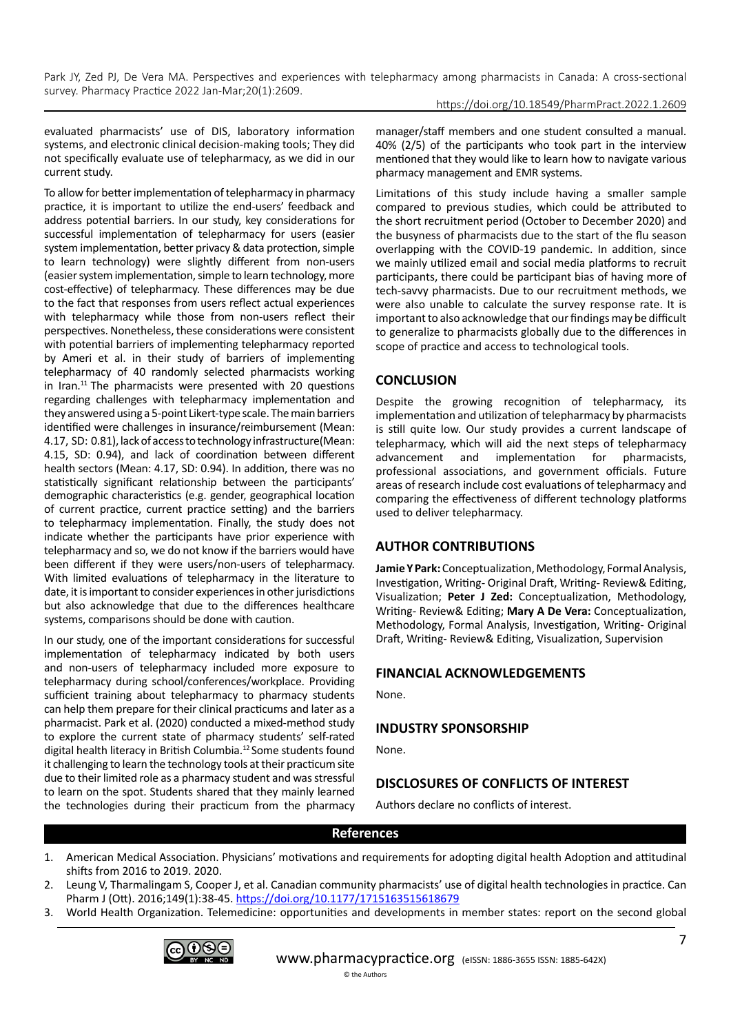evaluated pharmacists' use of DIS, laboratory information systems, and electronic clinical decision-making tools; They did not specifically evaluate use of telepharmacy, as we did in our current study.

To allow for better implementation of telepharmacy in pharmacy practice, it is important to utilize the end-users' feedback and address potential barriers. In our study, key considerations for successful implementation of telepharmacy for users (easier system implementation, better privacy & data protection, simple to learn technology) were slightly different from non-users (easier system implementation, simple to learn technology, more cost-effective) of telepharmacy. These differences may be due to the fact that responses from users reflect actual experiences with telepharmacy while those from non-users reflect their perspectives. Nonetheless, these considerations were consistent with potential barriers of implementing telepharmacy reported by Ameri et al. in their study of barriers of implementing telepharmacy of 40 randomly selected pharmacists working in Iran.[11] The pharmacists were presented with 20 questions regarding challenges with telepharmacy implementation and they answered using a 5-point Likert-type scale. The main barriers identified were challenges in insurance/reimbursement (Mean: 4.17, SD: 0.81), lack of access to technology infrastructure(Mean: 4.15, SD: 0.94), and lack of coordination between different health sectors (Mean: 4.17, SD: 0.94). In addition, there was no statistically significant relationship between the participants' demographic characteristics (e.g. gender, geographical location of current practice, current practice setting) and the barriers to telepharmacy implementation. Finally, the study does not indicate whether the participants have prior experience with telepharmacy and so, we do not know if the barriers would have been different if they were users/non-users of telepharmacy. With limited evaluations of telepharmacy in the literature to date, it is important to consider experiences in other jurisdictions but also acknowledge that due to the differences healthcare systems, comparisons should be done with caution.

In our study, one of the important considerations for successful implementation of telepharmacy indicated by both users and non-users of telepharmacy included more exposure to telepharmacy during school/conferences/workplace. Providing sufficient training about telepharmacy to pharmacy students can help them prepare for their clinical practicums and later as a pharmacist. Park et al. (2020) conducted a mixed-method study to explore the current state of pharmacy students' self-rated digital health literacy in British Columbia.[12] Some students found it challenging to learn the technology tools at their practicum site due to their limited role as a pharmacy student and was stressful to learn on the spot. Students shared that they mainly learned the technologies during their practicum from the pharmacy manager/staff members and one student consulted a manual. 40% (2/5) of the participants who took part in the interview mentioned that they would like to learn how to navigate various pharmacy management and EMR systems.

Limitations of this study include having a smaller sample compared to previous studies, which could be attributed to the short recruitment period (October to December 2020) and the busyness of pharmacists due to the start of the flu season overlapping with the COVID-19 pandemic. In addition, since we mainly utilized email and social media platforms to recruit participants, there could be participant bias of having more of tech-savvy pharmacists. Due to our recruitment methods, we were also unable to calculate the survey response rate. It is important to also acknowledge that our findings may be difficult to generalize to pharmacists globally due to the differences in scope of practice and access to technological tools.

## CONCLUSION

Despite the growing recognition of telepharmacy, its implementation and utilization of telepharmacy by pharmacists is still quite low. Our study provides a current landscape of telepharmacy, which will aid the next steps of telepharmacy advancement and implementation for pharmacists, professional associations, and government officials. Future areas of research include cost evaluations of telepharmacy and comparing the effectiveness of different technology platforms used to deliver telepharmacy.

## AUTHOR CONTRIBUTIONS

**Jamie Y Park:** Conceptualization, Methodology, Formal Analysis, Investigation, Writing- Original Draft, Writing- Review& Editing, Visualization; **Peter J Zed:** Conceptualization, Methodology, Writing- Review& Editing; **Mary A De Vera:** Conceptualization, Methodology, Formal Analysis, Investigation, Writing- Original Draft, Writing- Review& Editing, Visualization, Supervision

## FINANCIAL ACKNOWLEDGEMENTS

None.

## INDUSTRY SPONSORSHIP

None.

## DISCLOSURES OF CONFLICTS OF INTEREST

Authors declare no conflicts of interest.

## References

1. American Medical Association. Physicians' motivations and requirements for adopting digital health Adoption and attitudinal shifts from 2016 to 2019. 2020.
2. Leung V, Tharmalingam S, Cooper J, et al. Canadian community pharmacists' use of digital health technologies in practice. Can Pharm J (Ott). 2016;149(1):38-45. https://doi.org/10.1177/1715163515618679
3. World Health Organization. Telemedicine: opportunities and developments in member states: report on the second global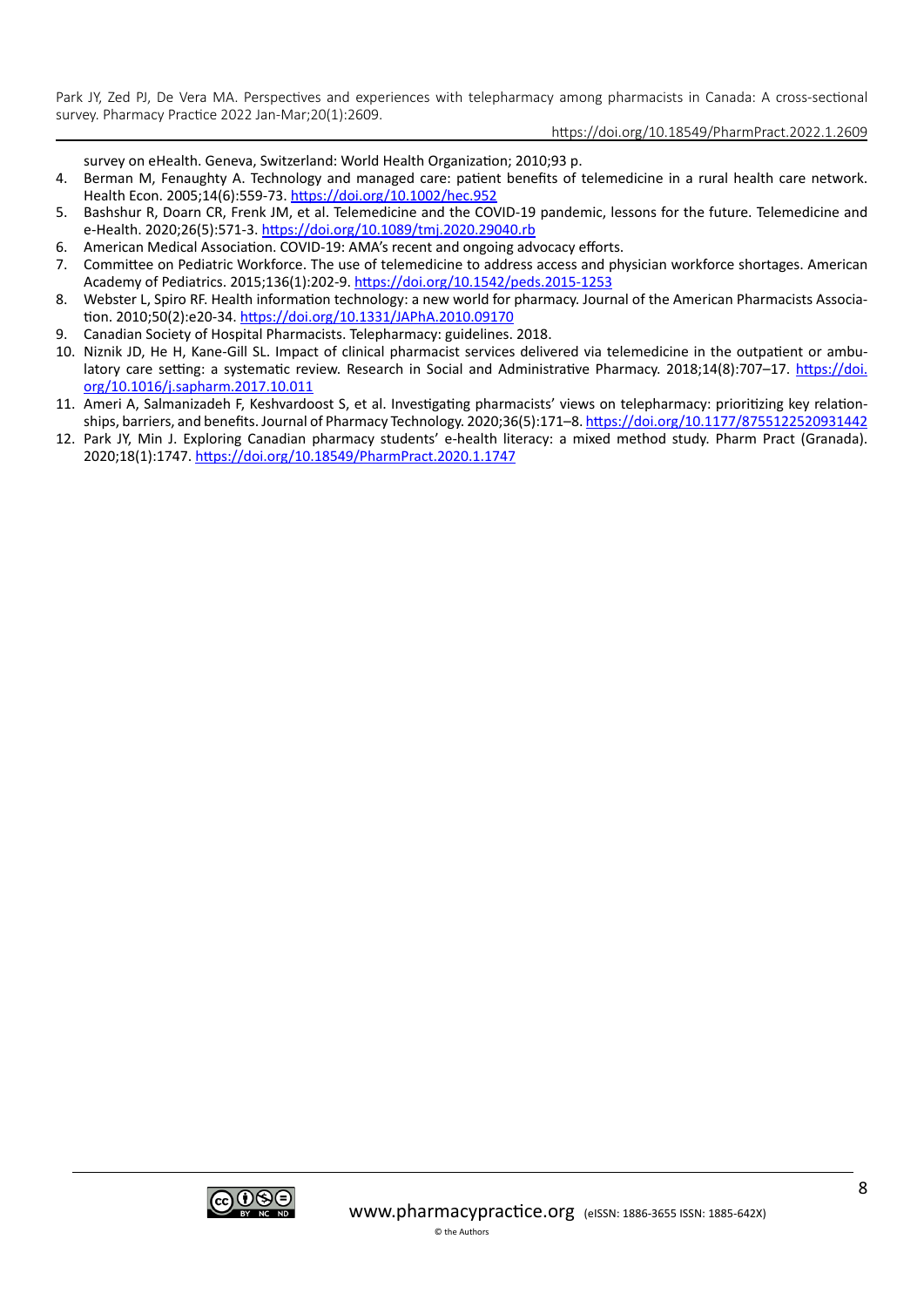survey on eHealth. Geneva, Switzerland: World Health Organization; 2010;93 p.

4. Berman M, Fenaughty A. Technology and managed care: patient benefits of telemedicine in a rural health care network. Health Econ. 2005;14(6):559-73. https://doi.org/10.1002/hec.952
5. Bashshur R, Doarn CR, Frenk JM, et al. Telemedicine and the COVID-19 pandemic, lessons for the future. Telemedicine and e-Health. 2020;26(5):571-3. https://doi.org/10.1089/tmj.2020.29040.rb
6. American Medical Association. COVID-19: AMA's recent and ongoing advocacy efforts.
7. Committee on Pediatric Workforce. The use of telemedicine to address access and physician workforce shortages. American Academy of Pediatrics. 2015;136(1):202-9. https://doi.org/10.1542/peds.2015-1253
8. Webster L, Spiro RF. Health information technology: a new world for pharmacy. Journal of the American Pharmacists Association. 2010;50(2):e20-34. https://doi.org/10.1331/JAPhA.2010.09170
9. Canadian Society of Hospital Pharmacists. Telepharmacy: guidelines. 2018.
10. Niznik JD, He H, Kane-Gill SL. Impact of clinical pharmacist services delivered via telemedicine in the outpatient or ambulatory care setting: a systematic review. Research in Social and Administrative Pharmacy. 2018;14(8):707–17. https://doi.org/10.1016/j.sapharm.2017.10.011
11. Ameri A, Salmanizadeh F, Keshvardoost S, et al. Investigating pharmacists' views on telepharmacy: prioritizing key relationships, barriers, and benefits. Journal of Pharmacy Technology. 2020;36(5):171–8. https://doi.org/10.1177/8755122520931442
12. Park JY, Min J. Exploring Canadian pharmacy students' e-health literacy: a mixed method study. Pharm Pract (Granada). 2020;18(1):1747. https://doi.org/10.18549/PharmPract.2020.1.1747